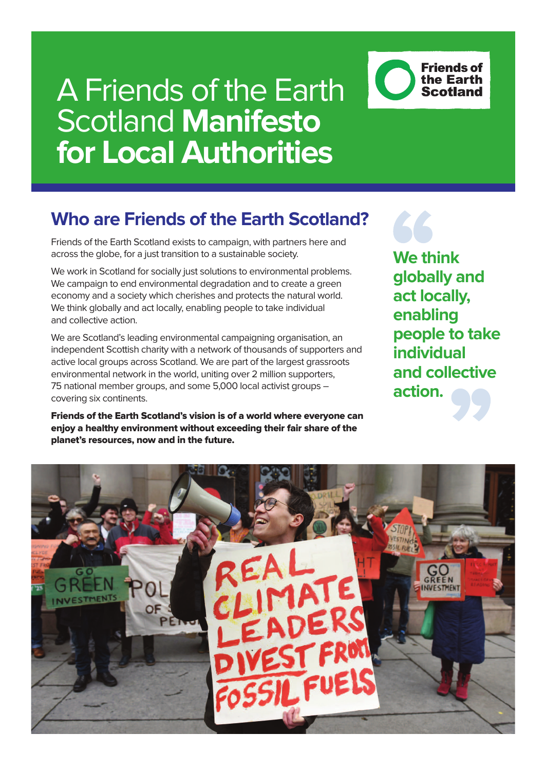# A Friends of the Earth Scotland **Manifesto for Local Authorities**

Friends of the Earth Scotland

## Who are Friends of the Earth Scotland?

Friends of the Earth Scotland exists to campaign, with partners here and across the globe, for a just transition to a sustainable society.

We work in Scotland for socially just solutions to environmental problems. We campaign to end environmental degradation and to create a green economy and a society which cherishes and protects the natural world. We think globally and act locally, enabling people to take individual and collective action.

We are Scotland's leading environmental campaigning organisation, an independent Scottish charity with a network of thousands of supporters and active local groups across Scotland. We are part of the largest grassroots environmental network in the world, uniting over 2 million supporters, 75 national member groups, and some 5,000 local activist groups – covering six continents.

**Friends of the Earth Scotland's vision is of a world where everyone can enjoy a healthy environment without exceeding their fair share of the planet's resources, now and in the future.**

> **We think globally and act locally, enabling people to take individual and collective action.**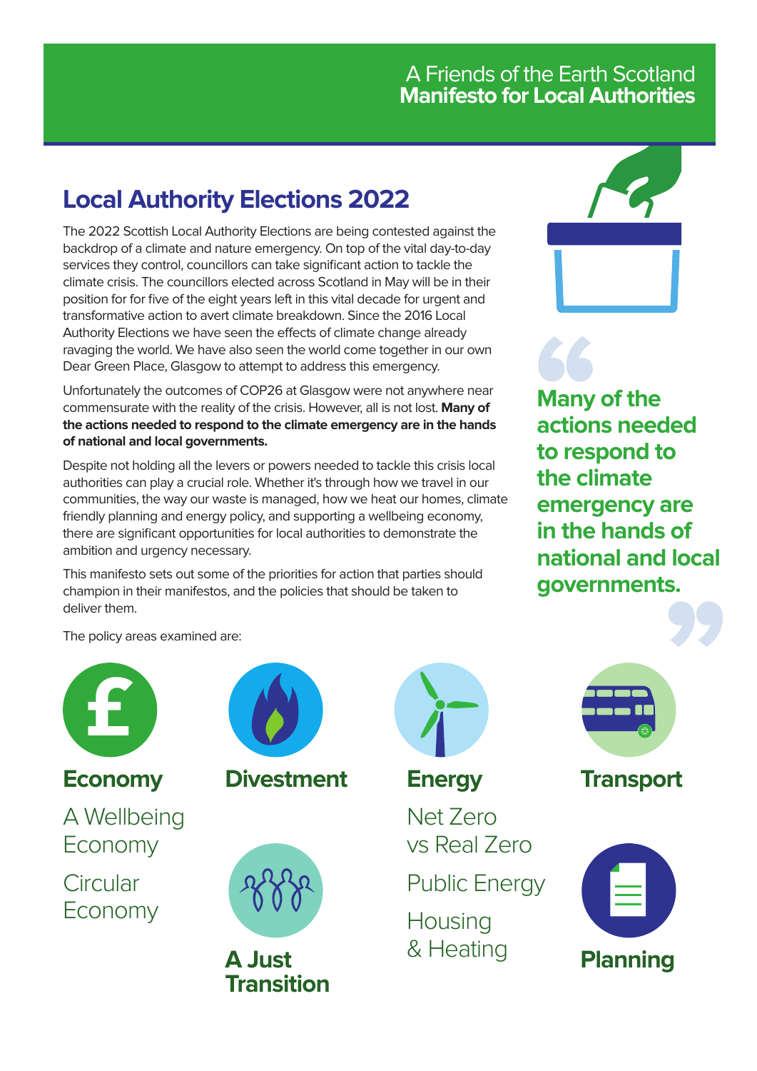A Friends of the Earth Scotland
**Manifesto for Local Authorities**

## Local Authority Elections 2022

The 2022 Scottish Local Authority Elections are being contested against the backdrop of a climate and nature emergency. On top of the vital day-to-day services they control, councillors can take significant action to tackle the climate crisis. The councillors elected across Scotland in May will be in their position for for five of the eight years left in this vital decade for urgent and transformative action to avert climate breakdown. Since the 2016 Local Authority Elections we have seen the effects of climate change already ravaging the world. We have also seen the world come together in our own Dear Green Place, Glasgow to attempt to address this emergency.

Unfortunately the outcomes of COP26 at Glasgow were not anywhere near commensurate with the reality of the crisis. However, all is not lost. **Many of the actions needed to respond to the climate emergency are in the hands of national and local governments.**

Despite not holding all the levers or powers needed to tackle this crisis local authorities can play a crucial role. Whether it's through how we travel in our communities, the way our waste is managed, how we heat our homes, climate friendly planning and energy policy, and supporting a wellbeing economy, there are significant opportunities for local authorities to demonstrate the ambition and urgency necessary.

This manifesto sets out some of the priorities for action that parties should champion in their manifestos, and the policies that should be taken to deliver them.

> **"Many of the actions needed to respond to the climate emergency are in the hands of national and local governments."**

The policy areas examined are:

**Economy**
- A Wellbeing Economy
- Circular Economy

**Divestment**

**A Just Transition**

**Energy**
- Net Zero vs Real Zero
- Public Energy
- Housing & Heating

**Transport**

**Planning**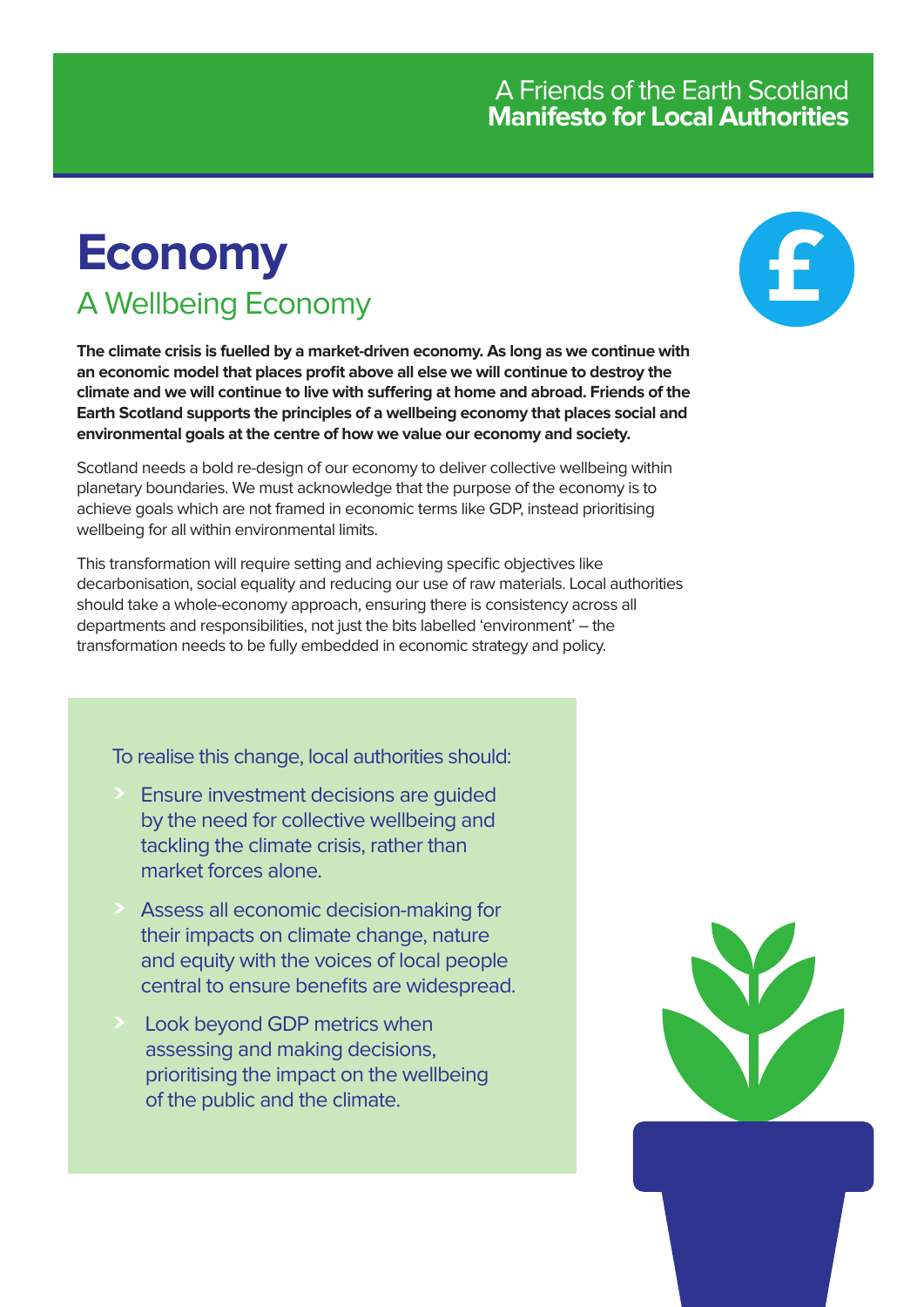# Economy

## A Wellbeing Economy

**The climate crisis is fuelled by a market-driven economy. As long as we continue with an economic model that places profit above all else we will continue to destroy the climate and we will continue to live with suffering at home and abroad. Friends of the Earth Scotland supports the principles of a wellbeing economy that places social and environmental goals at the centre of how we value our economy and society.**

Scotland needs a bold re-design of our economy to deliver collective wellbeing within planetary boundaries. We must acknowledge that the purpose of the economy is to achieve goals which are not framed in economic terms like GDP, instead prioritising wellbeing for all within environmental limits.

This transformation will require setting and achieving specific objectives like decarbonisation, social equality and reducing our use of raw materials. Local authorities should take a whole-economy approach, ensuring there is consistency across all departments and responsibilities, not just the bits labelled 'environment' – the transformation needs to be fully embedded in economic strategy and policy.

To realise this change, local authorities should:

- Ensure investment decisions are guided by the need for collective wellbeing and tackling the climate crisis, rather than market forces alone.
- Assess all economic decision-making for their impacts on climate change, nature and equity with the voices of local people central to ensure benefits are widespread.
- Look beyond GDP metrics when assessing and making decisions, prioritising the impact on the wellbeing of the public and the climate.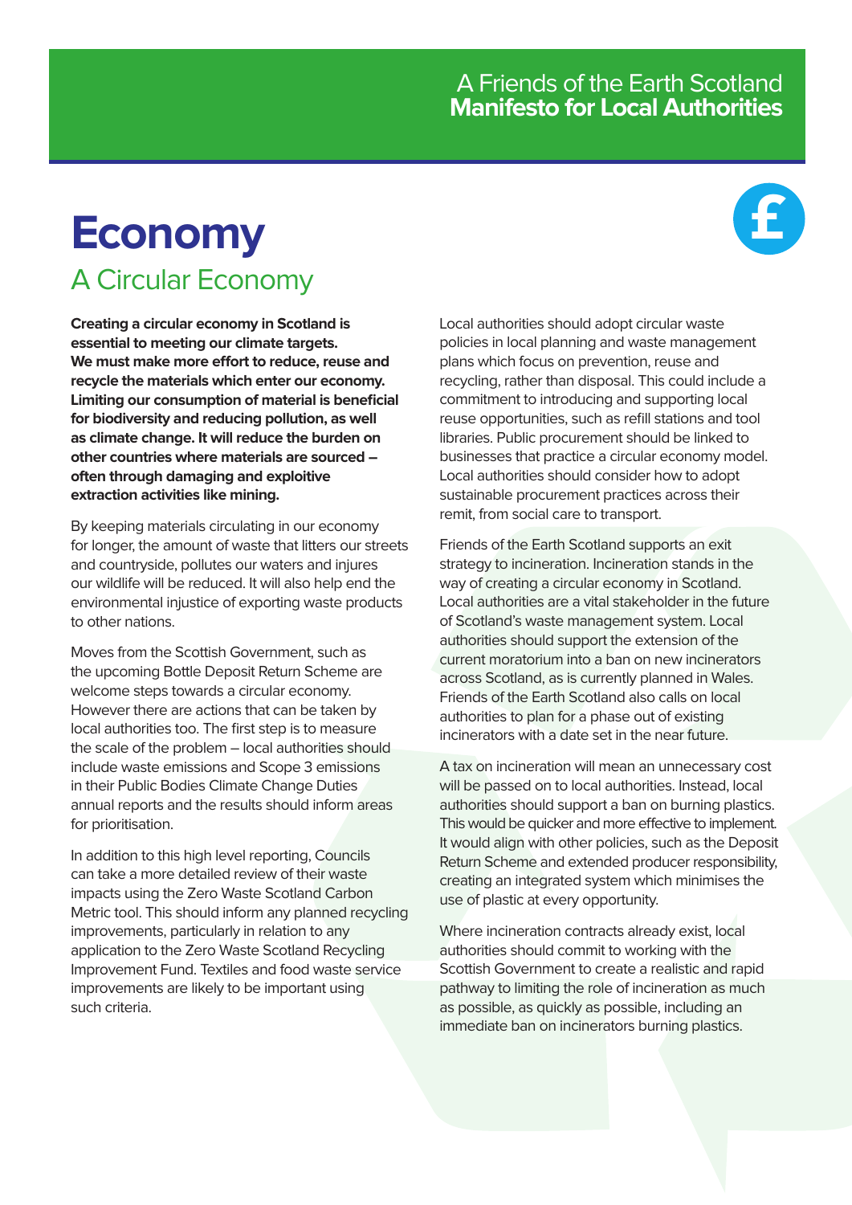# Economy

## A Circular Economy

**Creating a circular economy in Scotland is essential to meeting our climate targets. We must make more effort to reduce, reuse and recycle the materials which enter our economy. Limiting our consumption of material is beneficial for biodiversity and reducing pollution, as well as climate change. It will reduce the burden on other countries where materials are sourced – often through damaging and exploitive extraction activities like mining.**

By keeping materials circulating in our economy for longer, the amount of waste that litters our streets and countryside, pollutes our waters and injures our wildlife will be reduced. It will also help end the environmental injustice of exporting waste products to other nations.

Moves from the Scottish Government, such as the upcoming Bottle Deposit Return Scheme are welcome steps towards a circular economy. However there are actions that can be taken by local authorities too. The first step is to measure the scale of the problem – local authorities should include waste emissions and Scope 3 emissions in their Public Bodies Climate Change Duties annual reports and the results should inform areas for prioritisation.

In addition to this high level reporting, Councils can take a more detailed review of their waste impacts using the Zero Waste Scotland Carbon Metric tool. This should inform any planned recycling improvements, particularly in relation to any application to the Zero Waste Scotland Recycling Improvement Fund. Textiles and food waste service improvements are likely to be important using such criteria.

Local authorities should adopt circular waste policies in local planning and waste management plans which focus on prevention, reuse and recycling, rather than disposal. This could include a commitment to introducing and supporting local reuse opportunities, such as refill stations and tool libraries. Public procurement should be linked to businesses that practice a circular economy model. Local authorities should consider how to adopt sustainable procurement practices across their remit, from social care to transport.

Friends of the Earth Scotland supports an exit strategy to incineration. Incineration stands in the way of creating a circular economy in Scotland. Local authorities are a vital stakeholder in the future of Scotland's waste management system. Local authorities should support the extension of the current moratorium into a ban on new incinerators across Scotland, as is currently planned in Wales. Friends of the Earth Scotland also calls on local authorities to plan for a phase out of existing incinerators with a date set in the near future.

A tax on incineration will mean an unnecessary cost will be passed on to local authorities. Instead, local authorities should support a ban on burning plastics. This would be quicker and more effective to implement. It would align with other policies, such as the Deposit Return Scheme and extended producer responsibility, creating an integrated system which minimises the use of plastic at every opportunity.

Where incineration contracts already exist, local authorities should commit to working with the Scottish Government to create a realistic and rapid pathway to limiting the role of incineration as much as possible, as quickly as possible, including an immediate ban on incinerators burning plastics.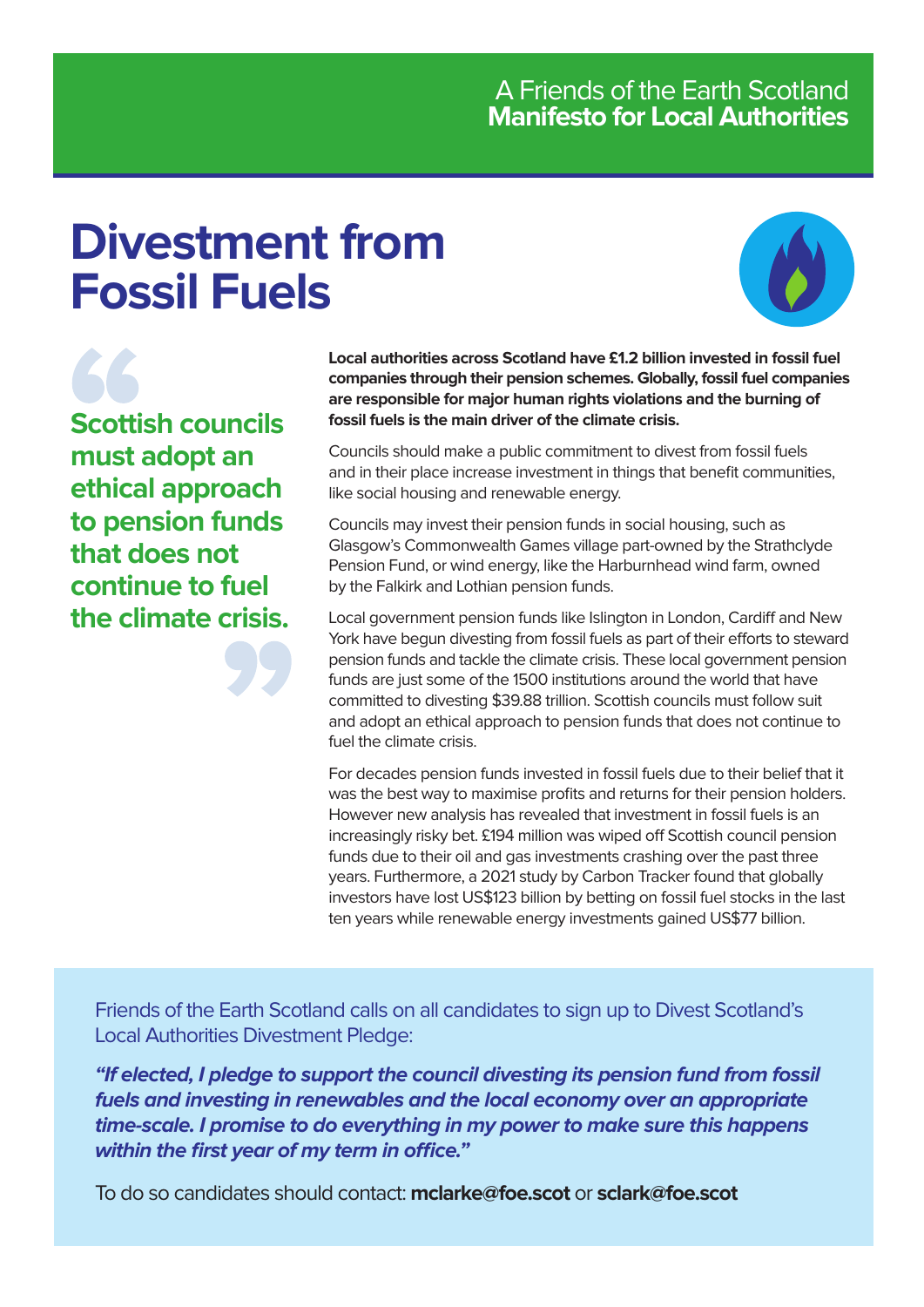A Friends of the Earth Scotland
**Manifesto for Local Authorities**

# Divestment from Fossil Fuels

> **Scottish councils must adopt an ethical approach to pension funds that does not continue to fuel the climate crisis.**

**Local authorities across Scotland have £1.2 billion invested in fossil fuel companies through their pension schemes. Globally, fossil fuel companies are responsible for major human rights violations and the burning of fossil fuels is the main driver of the climate crisis.**

Councils should make a public commitment to divest from fossil fuels and in their place increase investment in things that benefit communities, like social housing and renewable energy.

Councils may invest their pension funds in social housing, such as Glasgow's Commonwealth Games village part-owned by the Strathclyde Pension Fund, or wind energy, like the Harburnhead wind farm, owned by the Falkirk and Lothian pension funds.

Local government pension funds like Islington in London, Cardiff and New York have begun divesting from fossil fuels as part of their efforts to steward pension funds and tackle the climate crisis. These local government pension funds are just some of the 1500 institutions around the world that have committed to divesting $39.88 trillion. Scottish councils must follow suit and adopt an ethical approach to pension funds that does not continue to fuel the climate crisis.

For decades pension funds invested in fossil fuels due to their belief that it was the best way to maximise profits and returns for their pension holders. However new analysis has revealed that investment in fossil fuels is an increasingly risky bet. £194 million was wiped off Scottish council pension funds due to their oil and gas investments crashing over the past three years. Furthermore, a 2021 study by Carbon Tracker found that globally investors have lost US$123 billion by betting on fossil fuel stocks in the last ten years while renewable energy investments gained US$77 billion.

Friends of the Earth Scotland calls on all candidates to sign up to Divest Scotland's Local Authorities Divestment Pledge:

***"If elected, I pledge to support the council divesting its pension fund from fossil fuels and investing in renewables and the local economy over an appropriate time-scale. I promise to do everything in my power to make sure this happens within the first year of my term in office."***

To do so candidates should contact: **mclarke@foe.scot** or **sclark@foe.scot**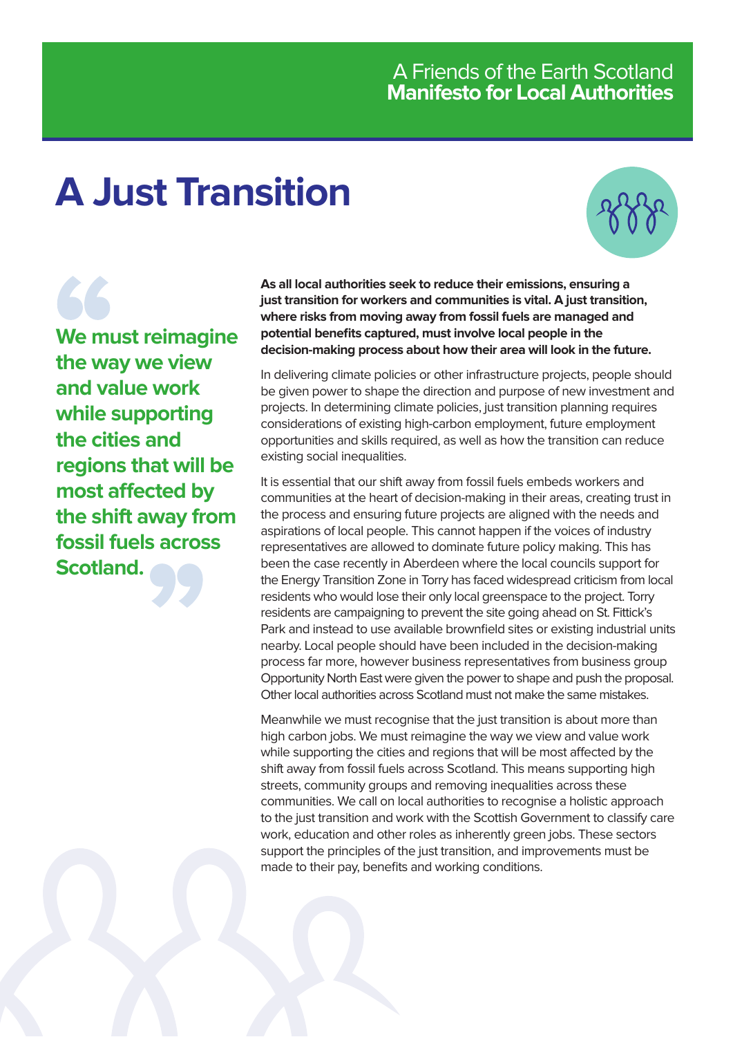A Friends of the Earth Scotland
**Manifesto for Local Authorities**

# A Just Transition

> **We must reimagine the way we view and value work while supporting the cities and regions that will be most affected by the shift away from fossil fuels across Scotland.**

**As all local authorities seek to reduce their emissions, ensuring a just transition for workers and communities is vital. A just transition, where risks from moving away from fossil fuels are managed and potential benefits captured, must involve local people in the decision-making process about how their area will look in the future.**

In delivering climate policies or other infrastructure projects, people should be given power to shape the direction and purpose of new investment and projects. In determining climate policies, just transition planning requires considerations of existing high-carbon employment, future employment opportunities and skills required, as well as how the transition can reduce existing social inequalities.

It is essential that our shift away from fossil fuels embeds workers and communities at the heart of decision-making in their areas, creating trust in the process and ensuring future projects are aligned with the needs and aspirations of local people. This cannot happen if the voices of industry representatives are allowed to dominate future policy making. This has been the case recently in Aberdeen where the local councils support for the Energy Transition Zone in Torry has faced widespread criticism from local residents who would lose their only local greenspace to the project. Torry residents are campaigning to prevent the site going ahead on St. Fittick's Park and instead to use available brownfield sites or existing industrial units nearby. Local people should have been included in the decision-making process far more, however business representatives from business group Opportunity North East were given the power to shape and push the proposal. Other local authorities across Scotland must not make the same mistakes.

Meanwhile we must recognise that the just transition is about more than high carbon jobs. We must reimagine the way we view and value work while supporting the cities and regions that will be most affected by the shift away from fossil fuels across Scotland. This means supporting high streets, community groups and removing inequalities across these communities. We call on local authorities to recognise a holistic approach to the just transition and work with the Scottish Government to classify care work, education and other roles as inherently green jobs. These sectors support the principles of the just transition, and improvements must be made to their pay, benefits and working conditions.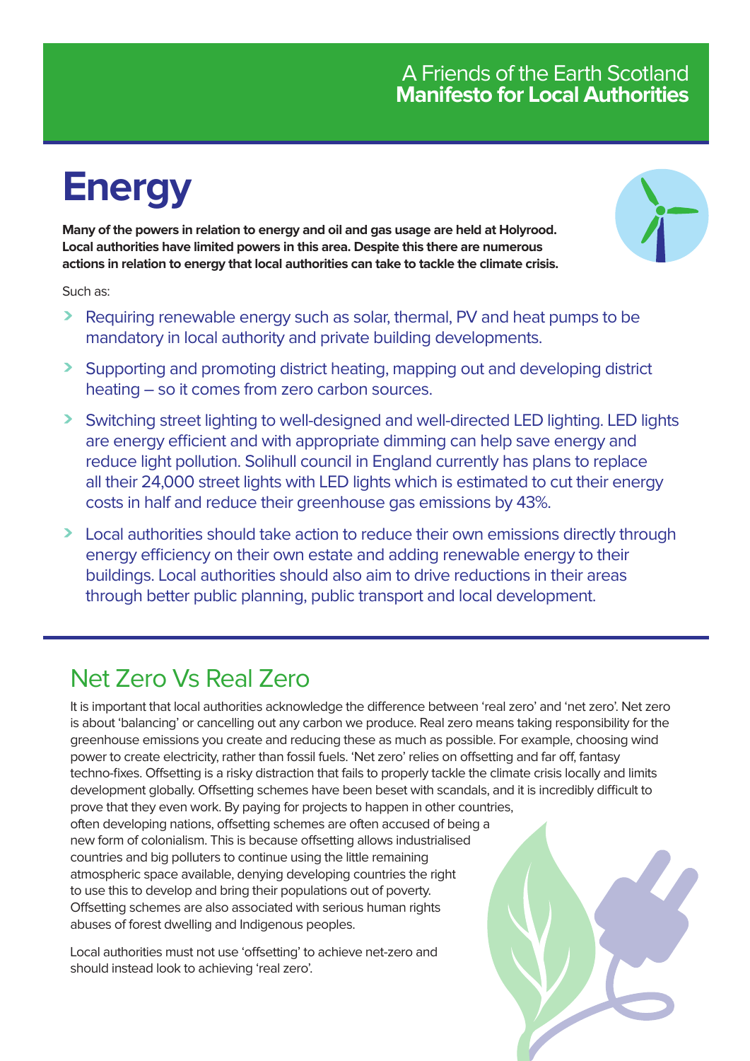A Friends of the Earth Scotland **Manifesto for Local Authorities**

# Energy

**Many of the powers in relation to energy and oil and gas usage are held at Holyrood. Local authorities have limited powers in this area. Despite this there are numerous actions in relation to energy that local authorities can take to tackle the climate crisis.**

Such as:

- Requiring renewable energy such as solar, thermal, PV and heat pumps to be mandatory in local authority and private building developments.
- Supporting and promoting district heating, mapping out and developing district heating – so it comes from zero carbon sources.
- Switching street lighting to well-designed and well-directed LED lighting. LED lights are energy efficient and with appropriate dimming can help save energy and reduce light pollution. Solihull council in England currently has plans to replace all their 24,000 street lights with LED lights which is estimated to cut their energy costs in half and reduce their greenhouse gas emissions by 43%.
- Local authorities should take action to reduce their own emissions directly through energy efficiency on their own estate and adding renewable energy to their buildings. Local authorities should also aim to drive reductions in their areas through better public planning, public transport and local development.

## Net Zero Vs Real Zero

It is important that local authorities acknowledge the difference between 'real zero' and 'net zero'. Net zero is about 'balancing' or cancelling out any carbon we produce. Real zero means taking responsibility for the greenhouse emissions you create and reducing these as much as possible. For example, choosing wind power to create electricity, rather than fossil fuels. 'Net zero' relies on offsetting and far off, fantasy techno-fixes. Offsetting is a risky distraction that fails to properly tackle the climate crisis locally and limits development globally. Offsetting schemes have been beset with scandals, and it is incredibly difficult to prove that they even work. By paying for projects to happen in other countries, often developing nations, offsetting schemes are often accused of being a new form of colonialism. This is because offsetting allows industrialised countries and big polluters to continue using the little remaining atmospheric space available, denying developing countries the right to use this to develop and bring their populations out of poverty. Offsetting schemes are also associated with serious human rights abuses of forest dwelling and Indigenous peoples.

Local authorities must not use 'offsetting' to achieve net-zero and should instead look to achieving 'real zero'.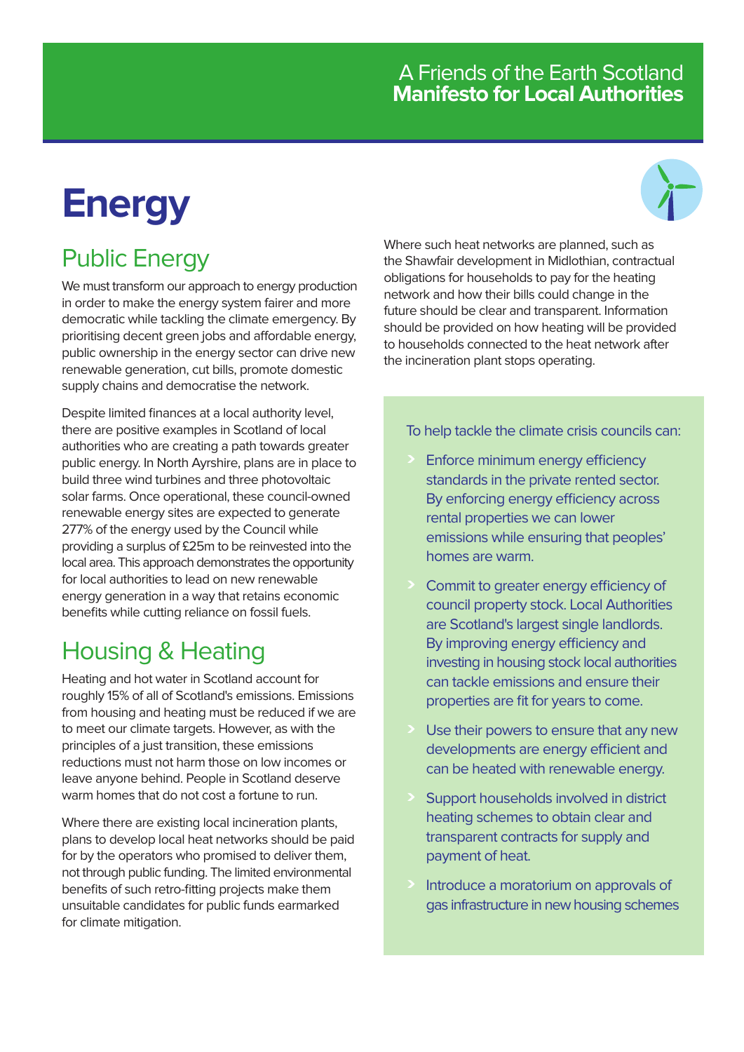# Energy

## Public Energy

We must transform our approach to energy production in order to make the energy system fairer and more democratic while tackling the climate emergency. By prioritising decent green jobs and affordable energy, public ownership in the energy sector can drive new renewable generation, cut bills, promote domestic supply chains and democratise the network.

Despite limited finances at a local authority level, there are positive examples in Scotland of local authorities who are creating a path towards greater public energy. In North Ayrshire, plans are in place to build three wind turbines and three photovoltaic solar farms. Once operational, these council-owned renewable energy sites are expected to generate 277% of the energy used by the Council while providing a surplus of £25m to be reinvested into the local area. This approach demonstrates the opportunity for local authorities to lead on new renewable energy generation in a way that retains economic benefits while cutting reliance on fossil fuels.

## Housing & Heating

Heating and hot water in Scotland account for roughly 15% of all of Scotland's emissions. Emissions from housing and heating must be reduced if we are to meet our climate targets. However, as with the principles of a just transition, these emissions reductions must not harm those on low incomes or leave anyone behind. People in Scotland deserve warm homes that do not cost a fortune to run.

Where there are existing local incineration plants, plans to develop local heat networks should be paid for by the operators who promised to deliver them, not through public funding. The limited environmental benefits of such retro-fitting projects make them unsuitable candidates for public funds earmarked for climate mitigation.

Where such heat networks are planned, such as the Shawfair development in Midlothian, contractual obligations for households to pay for the heating network and how their bills could change in the future should be clear and transparent. Information should be provided on how heating will be provided to households connected to the heat network after the incineration plant stops operating.

To help tackle the climate crisis councils can:

- Enforce minimum energy efficiency standards in the private rented sector. By enforcing energy efficiency across rental properties we can lower emissions while ensuring that peoples' homes are warm.
- Commit to greater energy efficiency of council property stock. Local Authorities are Scotland's largest single landlords. By improving energy efficiency and investing in housing stock local authorities can tackle emissions and ensure their properties are fit for years to come.
- Use their powers to ensure that any new developments are energy efficient and can be heated with renewable energy.
- Support households involved in district heating schemes to obtain clear and transparent contracts for supply and payment of heat.
- Introduce a moratorium on approvals of gas infrastructure in new housing schemes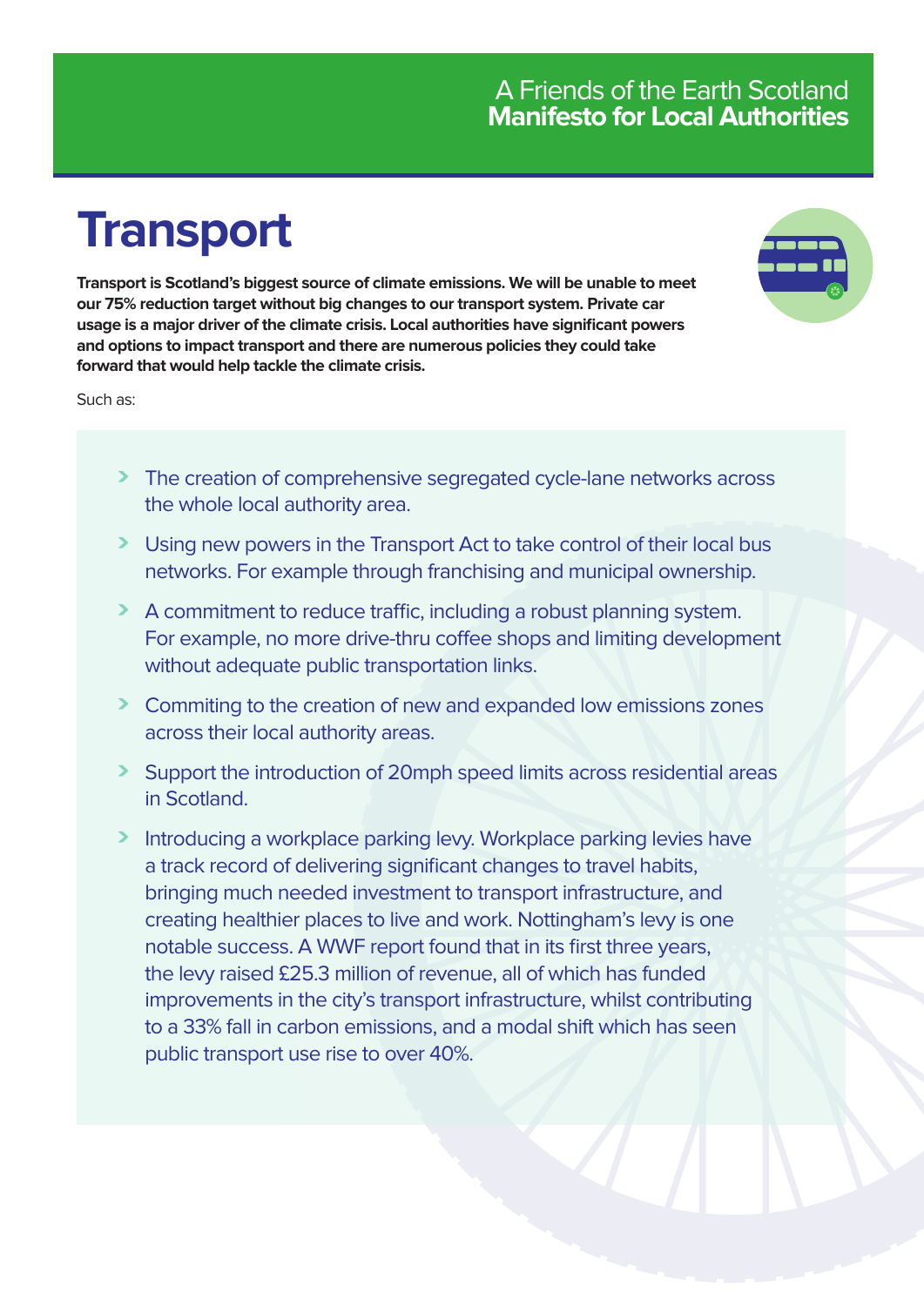A Friends of the Earth Scotland
**Manifesto for Local Authorities**

# Transport

**Transport is Scotland's biggest source of climate emissions. We will be unable to meet our 75% reduction target without big changes to our transport system. Private car usage is a major driver of the climate crisis. Local authorities have significant powers and options to impact transport and there are numerous policies they could take forward that would help tackle the climate crisis.**

Such as:

- The creation of comprehensive segregated cycle-lane networks across the whole local authority area.
- Using new powers in the Transport Act to take control of their local bus networks. For example through franchising and municipal ownership.
- A commitment to reduce traffic, including a robust planning system. For example, no more drive-thru coffee shops and limiting development without adequate public transportation links.
- Commiting to the creation of new and expanded low emissions zones across their local authority areas.
- Support the introduction of 20mph speed limits across residential areas in Scotland.
- Introducing a workplace parking levy. Workplace parking levies have a track record of delivering significant changes to travel habits, bringing much needed investment to transport infrastructure, and creating healthier places to live and work. Nottingham's levy is one notable success. A WWF report found that in its first three years, the levy raised £25.3 million of revenue, all of which has funded improvements in the city's transport infrastructure, whilst contributing to a 33% fall in carbon emissions, and a modal shift which has seen public transport use rise to over 40%.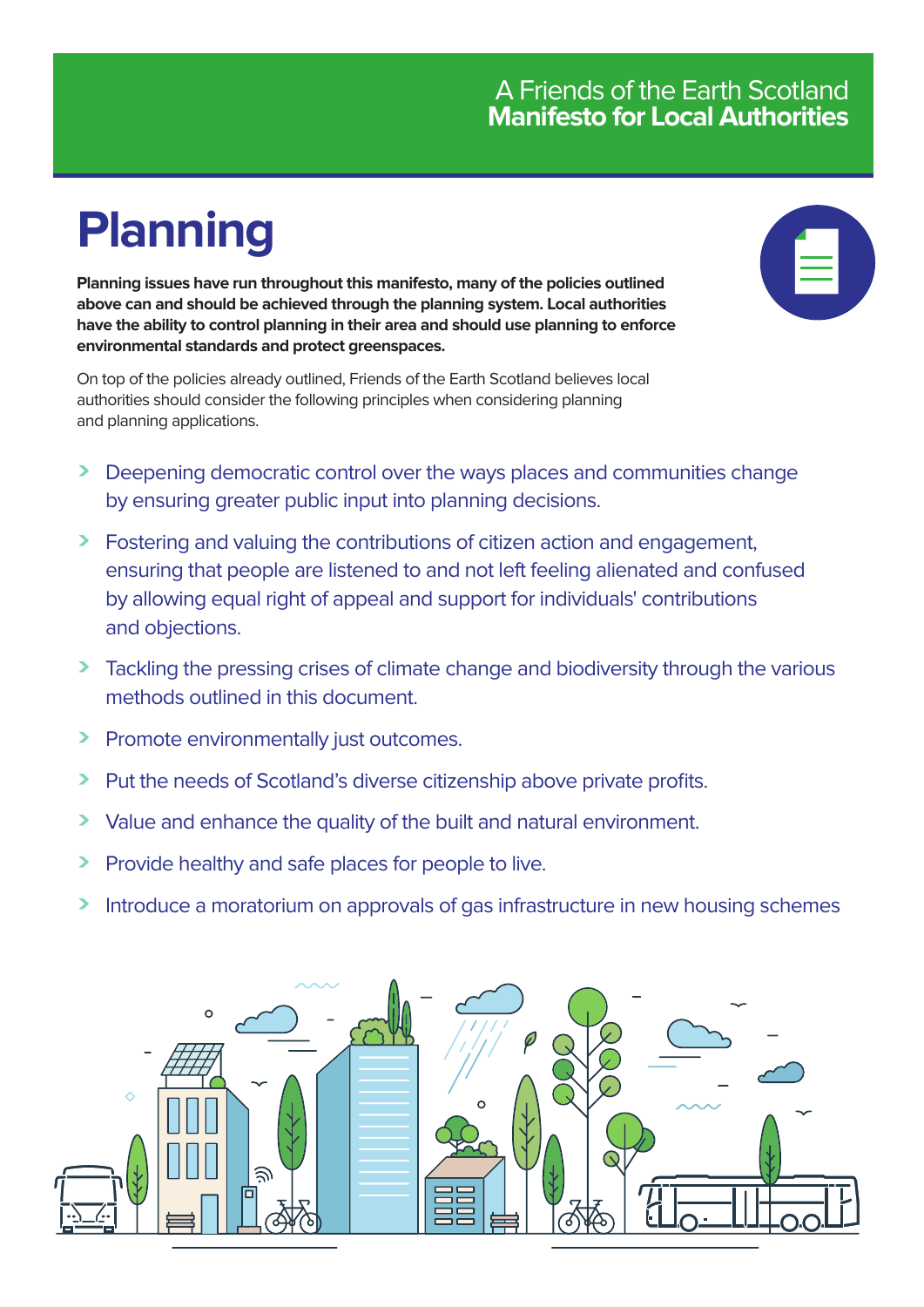# Planning

**Planning issues have run throughout this manifesto, many of the policies outlined above can and should be achieved through the planning system. Local authorities have the ability to control planning in their area and should use planning to enforce environmental standards and protect greenspaces.**

On top of the policies already outlined, Friends of the Earth Scotland believes local authorities should consider the following principles when considering planning and planning applications.

- Deepening democratic control over the ways places and communities change by ensuring greater public input into planning decisions.
- Fostering and valuing the contributions of citizen action and engagement, ensuring that people are listened to and not left feeling alienated and confused by allowing equal right of appeal and support for individuals' contributions and objections.
- Tackling the pressing crises of climate change and biodiversity through the various methods outlined in this document.
- Promote environmentally just outcomes.
- Put the needs of Scotland's diverse citizenship above private profits.
- Value and enhance the quality of the built and natural environment.
- Provide healthy and safe places for people to live.
- Introduce a moratorium on approvals of gas infrastructure in new housing schemes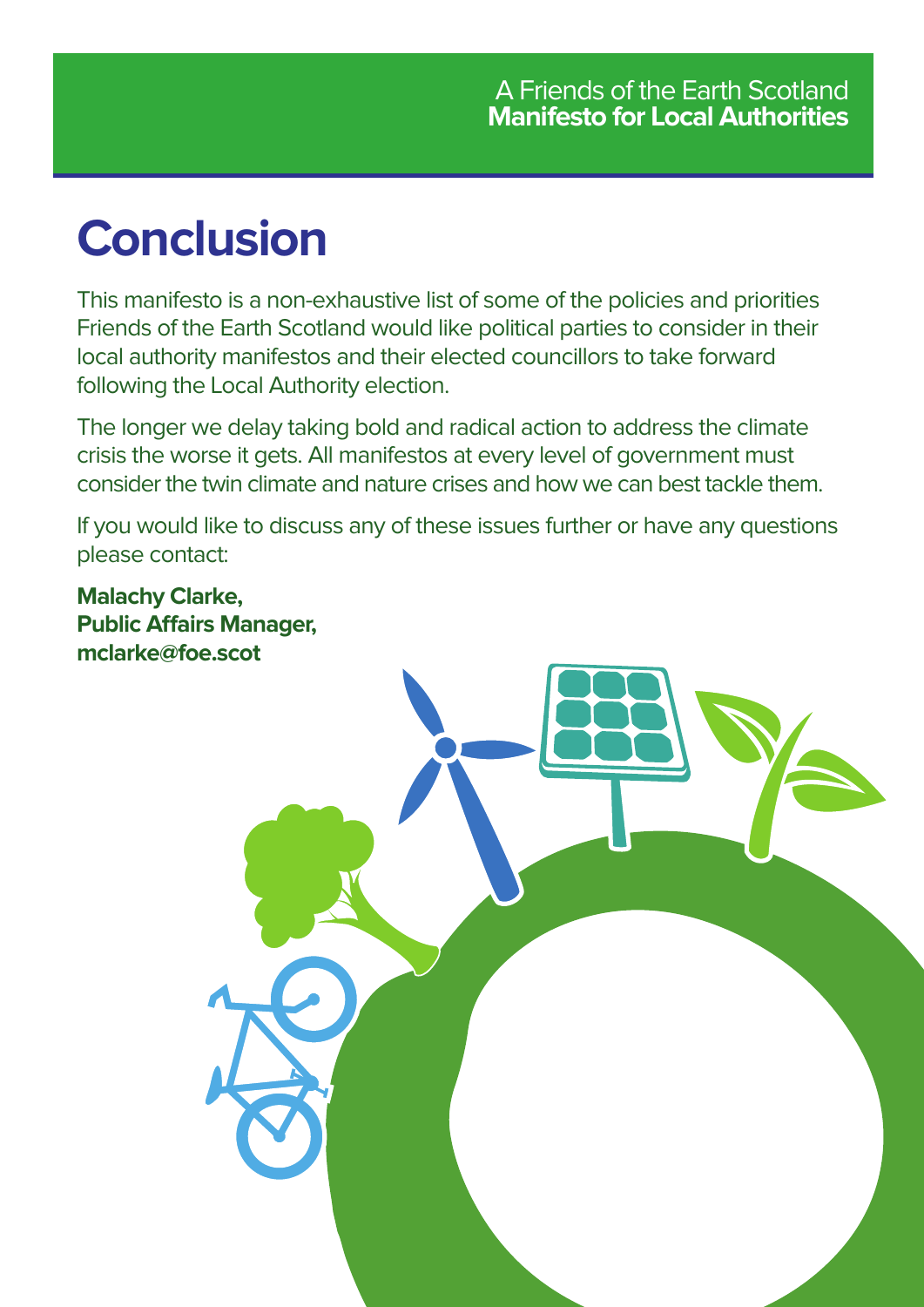# Conclusion

This manifesto is a non-exhaustive list of some of the policies and priorities Friends of the Earth Scotland would like political parties to consider in their local authority manifestos and their elected councillors to take forward following the Local Authority election.

The longer we delay taking bold and radical action to address the climate crisis the worse it gets. All manifestos at every level of government must consider the twin climate and nature crises and how we can best tackle them.

If you would like to discuss any of these issues further or have any questions please contact:

**Malachy Clarke,**
**Public Affairs Manager,**
**mclarke@foe.scot**